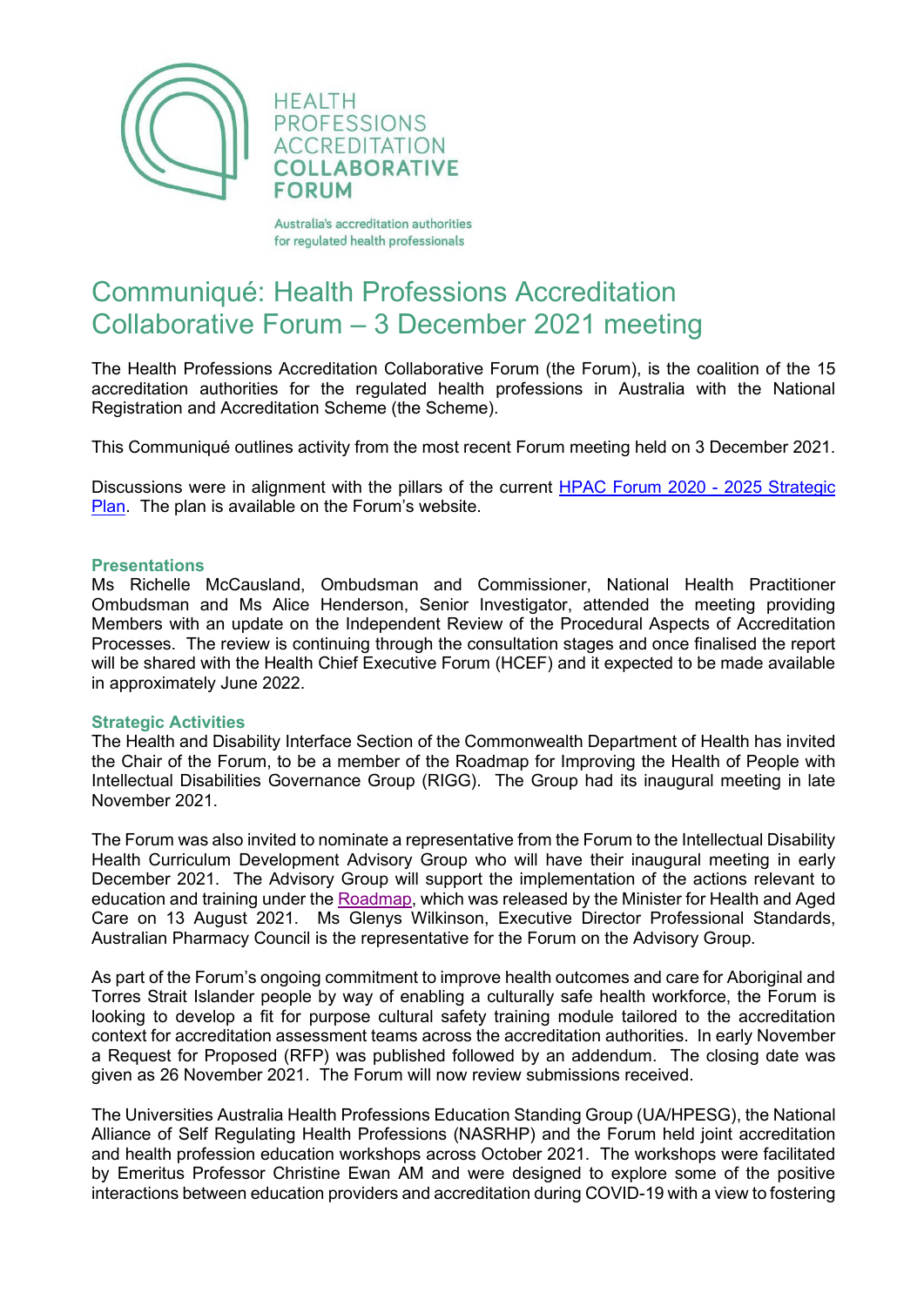HEALTH PROFESSIONS ACCREDITATION COLLABORATIVE FORUM

Australia's accreditation authorities for regulated health professionals

# Communiqué: Health Professions Accreditation Collaborative Forum – 3 December 2021 meeting

The Health Professions Accreditation Collaborative Forum (the Forum), is the coalition of the 15 accreditation authorities for the regulated health professions in Australia with the National Registration and Accreditation Scheme (the Scheme).

This Communiqué outlines activity from the most recent Forum meeting held on 3 December 2021.

Discussions were in alignment with the pillars of the current [HPAC Forum 2020 - 2025 Strategic Plan](). The plan is available on the Forum's website.

## Presentations

Ms Richelle McCausland, Ombudsman and Commissioner, National Health Practitioner Ombudsman and Ms Alice Henderson, Senior Investigator, attended the meeting providing Members with an update on the Independent Review of the Procedural Aspects of Accreditation Processes. The review is continuing through the consultation stages and once finalised the report will be shared with the Health Chief Executive Forum (HCEF) and it expected to be made available in approximately June 2022.

## Strategic Activities

The Health and Disability Interface Section of the Commonwealth Department of Health has invited the Chair of the Forum, to be a member of the Roadmap for Improving the Health of People with Intellectual Disabilities Governance Group (RIGG). The Group had its inaugural meeting in late November 2021.

The Forum was also invited to nominate a representative from the Forum to the Intellectual Disability Health Curriculum Development Advisory Group who will have their inaugural meeting in early December 2021. The Advisory Group will support the implementation of the actions relevant to education and training under the [Roadmap](), which was released by the Minister for Health and Aged Care on 13 August 2021. Ms Glenys Wilkinson, Executive Director Professional Standards, Australian Pharmacy Council is the representative for the Forum on the Advisory Group.

As part of the Forum's ongoing commitment to improve health outcomes and care for Aboriginal and Torres Strait Islander people by way of enabling a culturally safe health workforce, the Forum is looking to develop a fit for purpose cultural safety training module tailored to the accreditation context for accreditation assessment teams across the accreditation authorities. In early November a Request for Proposed (RFP) was published followed by an addendum. The closing date was given as 26 November 2021. The Forum will now review submissions received.

The Universities Australia Health Professions Education Standing Group (UA/HPESG), the National Alliance of Self Regulating Health Professions (NASRHP) and the Forum held joint accreditation and health profession education workshops across October 2021. The workshops were facilitated by Emeritus Professor Christine Ewan AM and were designed to explore some of the positive interactions between education providers and accreditation during COVID-19 with a view to fostering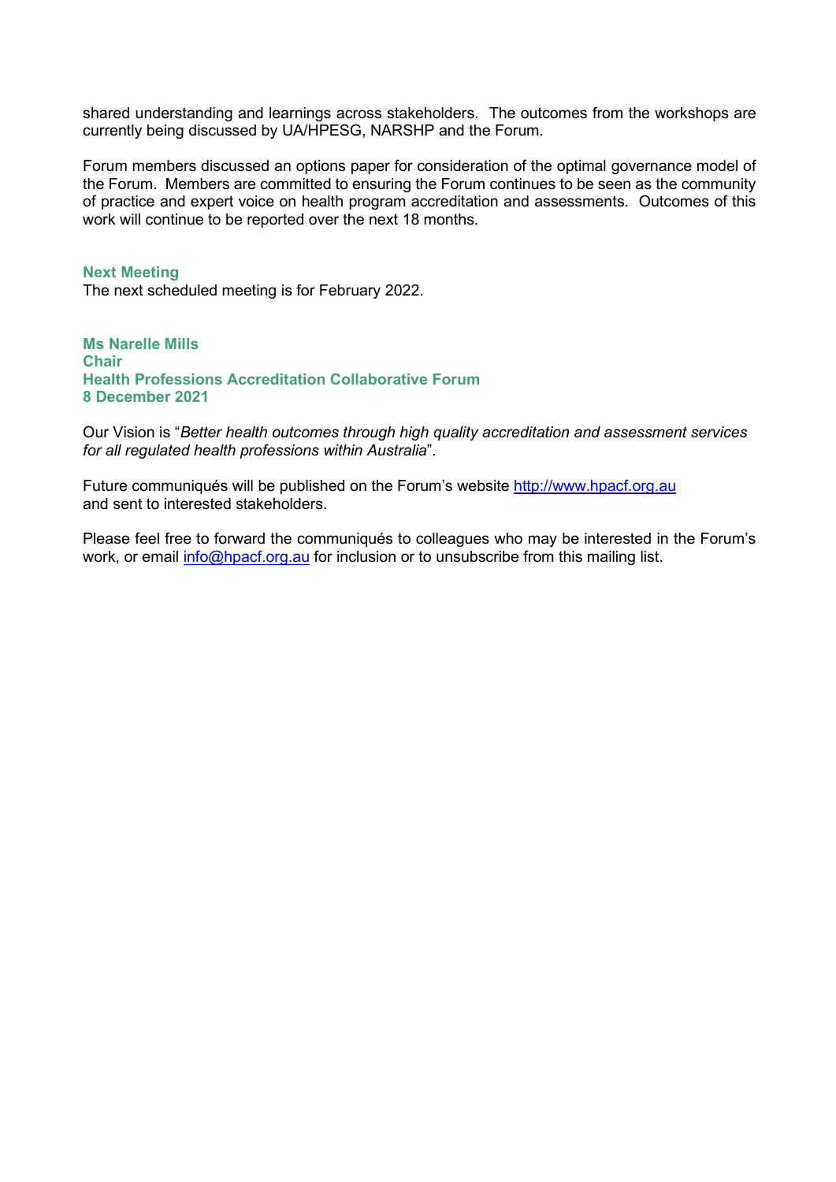shared understanding and learnings across stakeholders. The outcomes from the workshops are currently being discussed by UA/HPESG, NARSHP and the Forum.

Forum members discussed an options paper for consideration of the optimal governance model of the Forum. Members are committed to ensuring the Forum continues to be seen as the community of practice and expert voice on health program accreditation and assessments. Outcomes of this work will continue to be reported over the next 18 months.

**Next Meeting**
The next scheduled meeting is for February 2022.

**Ms Narelle Mills**
**Chair**
**Health Professions Accreditation Collaborative Forum**
**8 December 2021**

Our Vision is "*Better health outcomes through high quality accreditation and assessment services for all regulated health professions within Australia*".

Future communiqués will be published on the Forum's website http://www.hpacf.org.au and sent to interested stakeholders.

Please feel free to forward the communiqués to colleagues who may be interested in the Forum's work, or email info@hpacf.org.au for inclusion or to unsubscribe from this mailing list.